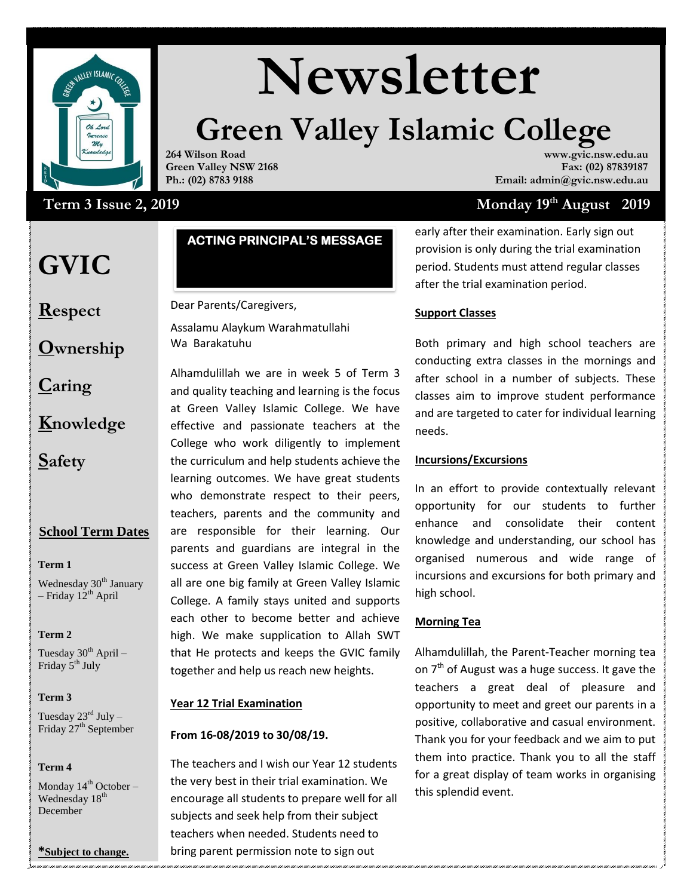# Newsletter

# Green Valley Islamic College

**264 Wilson Road**
**Green Valley NSW 2168**
**Ph.: (02) 8783 9188**

**www.gvic.nsw.edu.au**
**Fax: (02) 87839187**
**Email: admin@gvic.nsw.edu.au**

**Term 3 Issue 2, 2019**

**Monday 19th August 2019**

# GVIC

**R**espect

**O**wnership

**C**aring

**K**nowledge

**S**afety

## School Term Dates

**Term 1**

Wednesday 30th January – Friday 12th April

**Term 2**

Tuesday 30th April – Friday 5th July

**Term 3**

Tuesday 23rd July – Friday 27th September

**Term 4**

Monday 14th October – Wednesday 18th December

***Subject to change.**

## ACTING PRINCIPAL'S MESSAGE

Dear Parents/Caregivers,

Assalamu Alaykum Warahmatullahi Wa Barakatuhu

Alhamdulillah we are in week 5 of Term 3 and quality teaching and learning is the focus at Green Valley Islamic College. We have effective and passionate teachers at the College who work diligently to implement the curriculum and help students achieve the learning outcomes. We have great students who demonstrate respect to their peers, teachers, parents and the community and are responsible for their learning. Our parents and guardians are integral in the success at Green Valley Islamic College. We all are one big family at Green Valley Islamic College. A family stays united and supports each other to become better and achieve high. We make supplication to Allah SWT that He protects and keeps the GVIC family together and help us reach new heights.

### Year 12 Trial Examination

**From 16-08/2019 to 30/08/19.**

The teachers and I wish our Year 12 students the very best in their trial examination. We encourage all students to prepare well for all subjects and seek help from their subject teachers when needed. Students need to bring parent permission note to sign out early after their examination. Early sign out provision is only during the trial examination period. Students must attend regular classes after the trial examination period.

### Support Classes

Both primary and high school teachers are conducting extra classes in the mornings and after school in a number of subjects. These classes aim to improve student performance and are targeted to cater for individual learning needs.

### Incursions/Excursions

In an effort to provide contextually relevant opportunity for our students to further enhance and consolidate their content knowledge and understanding, our school has organised numerous and wide range of incursions and excursions for both primary and high school.

### Morning Tea

Alhamdulillah, the Parent-Teacher morning tea on 7th of August was a huge success. It gave the teachers a great deal of pleasure and opportunity to meet and greet our parents in a positive, collaborative and casual environment. Thank you for your feedback and we aim to put them into practice. Thank you to all the staff for a great display of team works in organising this splendid event.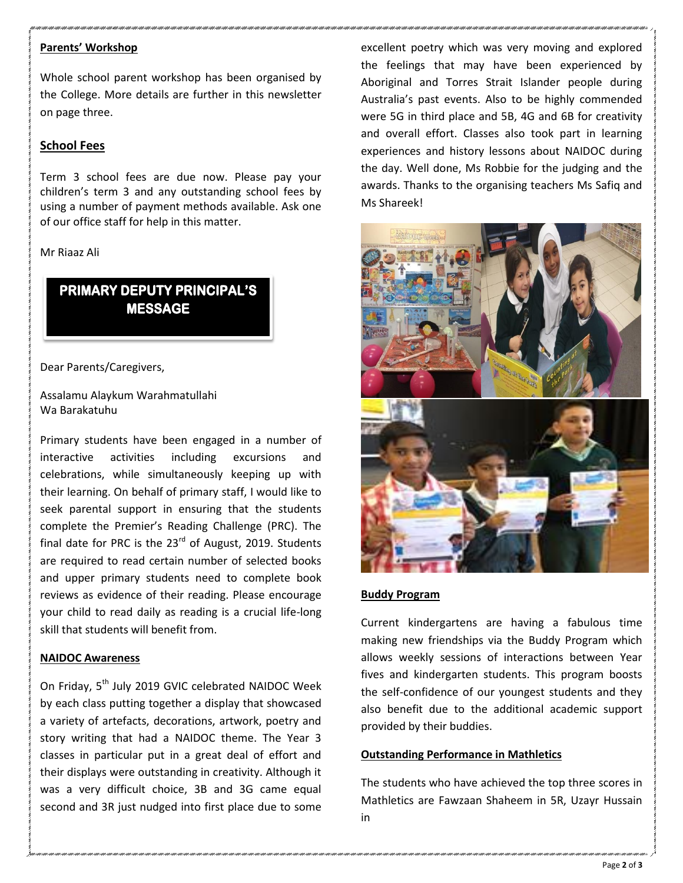**Parents' Workshop**

Whole school parent workshop has been organised by the College. More details are further in this newsletter on page three.

**School Fees**

Term 3 school fees are due now. Please pay your children's term 3 and any outstanding school fees by using a number of payment methods available. Ask one of our office staff for help in this matter.

Mr Riaaz Ali

## PRIMARY DEPUTY PRINCIPAL'S MESSAGE

Dear Parents/Caregivers,

Assalamu Alaykum Warahmatullahi
Wa Barakatuhu

Primary students have been engaged in a number of interactive activities including excursions and celebrations, while simultaneously keeping up with their learning. On behalf of primary staff, I would like to seek parental support in ensuring that the students complete the Premier's Reading Challenge (PRC). The final date for PRC is the 23rd of August, 2019. Students are required to read certain number of selected books and upper primary students need to complete book reviews as evidence of their reading. Please encourage your child to read daily as reading is a crucial life-long skill that students will benefit from.

**NAIDOC Awareness**

On Friday, 5th July 2019 GVIC celebrated NAIDOC Week by each class putting together a display that showcased a variety of artefacts, decorations, artwork, poetry and story writing that had a NAIDOC theme. The Year 3 classes in particular put in a great deal of effort and their displays were outstanding in creativity. Although it was a very difficult choice, 3B and 3G came equal second and 3R just nudged into first place due to some excellent poetry which was very moving and explored the feelings that may have been experienced by Aboriginal and Torres Strait Islander people during Australia's past events. Also to be highly commended were 5G in third place and 5B, 4G and 6B for creativity and overall effort. Classes also took part in learning experiences and history lessons about NAIDOC during the day. Well done, Ms Robbie for the judging and the awards. Thanks to the organising teachers Ms Safiq and Ms Shareek!

**Buddy Program**

Current kindergartens are having a fabulous time making new friendships via the Buddy Program which allows weekly sessions of interactions between Year fives and kindergarten students. This program boosts the self-confidence of our youngest students and they also benefit due to the additional academic support provided by their buddies.

**Outstanding Performance in Mathletics**

The students who have achieved the top three scores in Mathletics are Fawzaan Shaheem in 5R, Uzayr Hussain in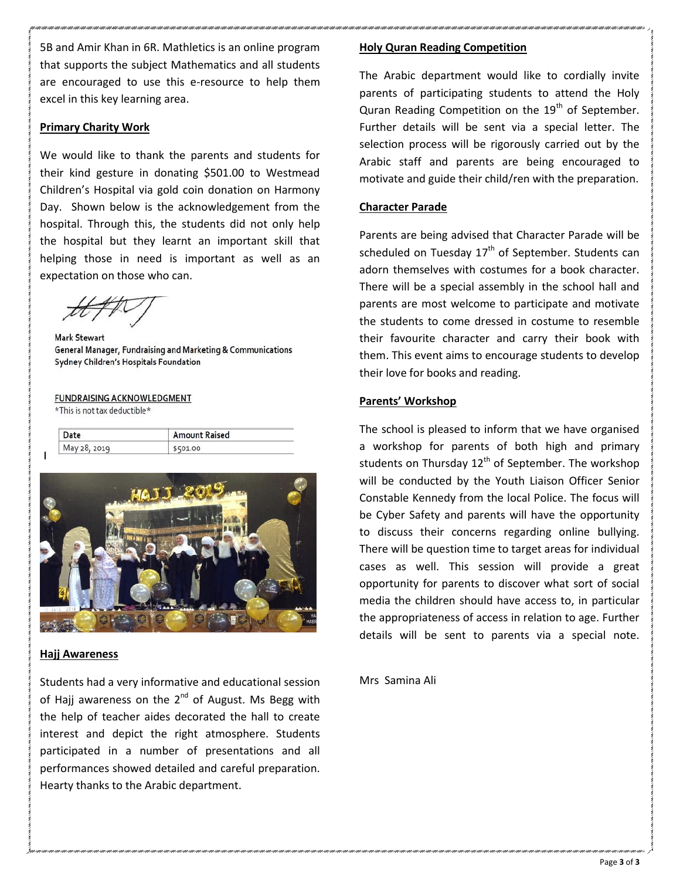5B and Amir Khan in 6R. Mathletics is an online program that supports the subject Mathematics and all students are encouraged to use this e-resource to help them excel in this key learning area.

**Primary Charity Work**

We would like to thank the parents and students for their kind gesture in donating $501.00 to Westmead Children's Hospital via gold coin donation on Harmony Day. Shown below is the acknowledgement from the hospital. Through this, the students did not only help the hospital but they learnt an important skill that helping those in need is important as well as an expectation on those who can.

Mark Stewart
General Manager, Fundraising and Marketing & Communications
Sydney Children's Hospitals Foundation

FUNDRAISING ACKNOWLEDGMENT
*This is not tax deductible*

| Date | Amount Raised |
| --- | --- |
| May 28, 2019 | $501.00 |

**Hajj Awareness**

Students had a very informative and educational session of Hajj awareness on the 2nd of August. Ms Begg with the help of teacher aides decorated the hall to create interest and depict the right atmosphere. Students participated in a number of presentations and all performances showed detailed and careful preparation. Hearty thanks to the Arabic department.

**Holy Quran Reading Competition**

The Arabic department would like to cordially invite parents of participating students to attend the Holy Quran Reading Competition on the 19th of September. Further details will be sent via a special letter. The selection process will be rigorously carried out by the Arabic staff and parents are being encouraged to motivate and guide their child/ren with the preparation.

**Character Parade**

Parents are being advised that Character Parade will be scheduled on Tuesday 17th of September. Students can adorn themselves with costumes for a book character. There will be a special assembly in the school hall and parents are most welcome to participate and motivate the students to come dressed in costume to resemble their favourite character and carry their book with them. This event aims to encourage students to develop their love for books and reading.

**Parents' Workshop**

The school is pleased to inform that we have organised a workshop for parents of both high and primary students on Thursday 12th of September. The workshop will be conducted by the Youth Liaison Officer Senior Constable Kennedy from the local Police. The focus will be Cyber Safety and parents will have the opportunity to discuss their concerns regarding online bullying. There will be question time to target areas for individual cases as well. This session will provide a great opportunity for parents to discover what sort of social media the children should have access to, in particular the appropriateness of access in relation to age. Further details will be sent to parents via a special note.

Mrs Samina Ali